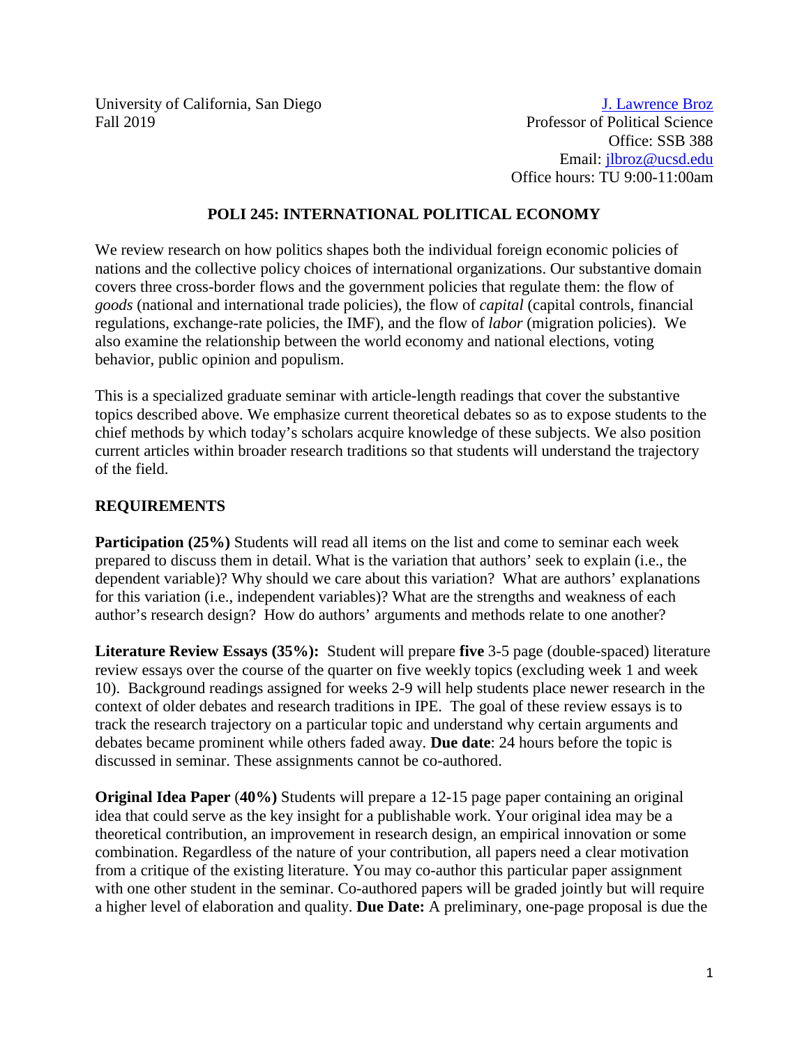University of California, San Diego
Fall 2019

[J. Lawrence Broz](#)
Professor of Political Science
Office: SSB 388
Email: [jlbroz@ucsd.edu](mailto:jlbroz@ucsd.edu)
Office hours: TU 9:00-11:00am

## POLI 245: INTERNATIONAL POLITICAL ECONOMY

We review research on how politics shapes both the individual foreign economic policies of nations and the collective policy choices of international organizations. Our substantive domain covers three cross-border flows and the government policies that regulate them: the flow of *goods* (national and international trade policies), the flow of *capital* (capital controls, financial regulations, exchange-rate policies, the IMF), and the flow of *labor* (migration policies). We also examine the relationship between the world economy and national elections, voting behavior, public opinion and populism.

This is a specialized graduate seminar with article-length readings that cover the substantive topics described above. We emphasize current theoretical debates so as to expose students to the chief methods by which today's scholars acquire knowledge of these subjects. We also position current articles within broader research traditions so that students will understand the trajectory of the field.

### REQUIREMENTS

**Participation (25%)** Students will read all items on the list and come to seminar each week prepared to discuss them in detail. What is the variation that authors' seek to explain (i.e., the dependent variable)? Why should we care about this variation? What are authors' explanations for this variation (i.e., independent variables)? What are the strengths and weakness of each author's research design? How do authors' arguments and methods relate to one another?

**Literature Review Essays (35%):** Student will prepare **five** 3-5 page (double-spaced) literature review essays over the course of the quarter on five weekly topics (excluding week 1 and week 10). Background readings assigned for weeks 2-9 will help students place newer research in the context of older debates and research traditions in IPE. The goal of these review essays is to track the research trajectory on a particular topic and understand why certain arguments and debates became prominent while others faded away. **Due date**: 24 hours before the topic is discussed in seminar. These assignments cannot be co-authored.

**Original Idea Paper (40%)** Students will prepare a 12-15 page paper containing an original idea that could serve as the key insight for a publishable work. Your original idea may be a theoretical contribution, an improvement in research design, an empirical innovation or some combination. Regardless of the nature of your contribution, all papers need a clear motivation from a critique of the existing literature. You may co-author this particular paper assignment with one other student in the seminar. Co-authored papers will be graded jointly but will require a higher level of elaboration and quality. **Due Date:** A preliminary, one-page proposal is due the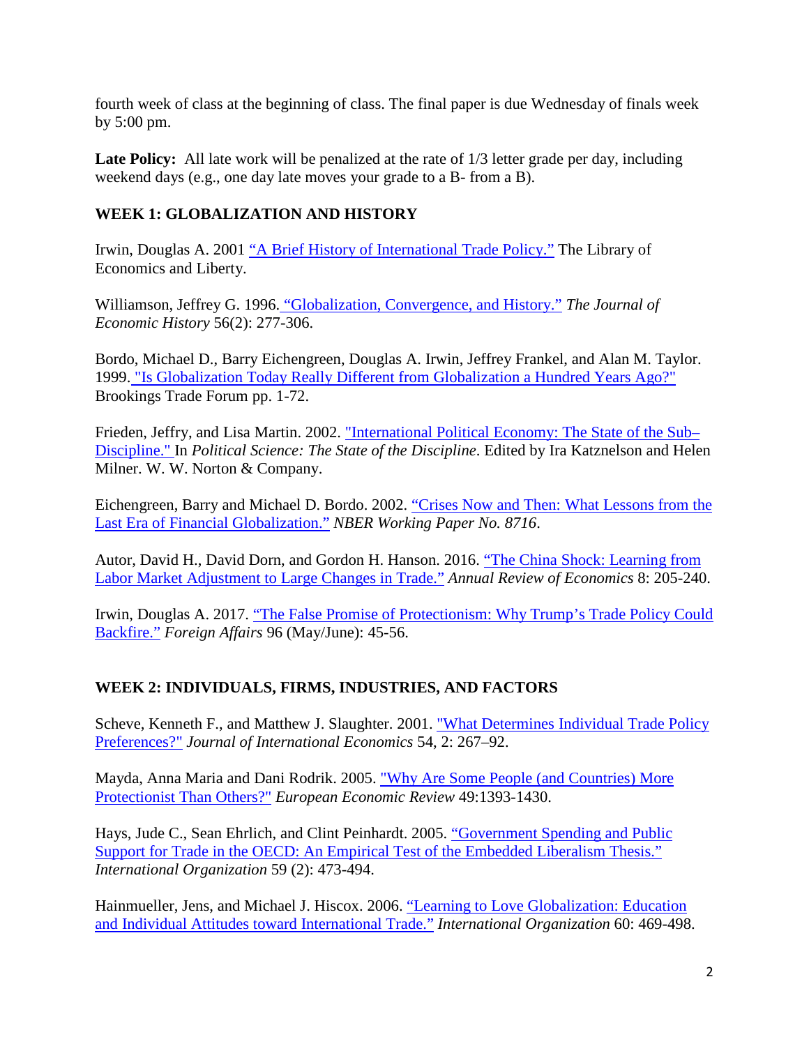fourth week of class at the beginning of class. The final paper is due Wednesday of finals week by 5:00 pm.

**Late Policy:** All late work will be penalized at the rate of 1/3 letter grade per day, including weekend days (e.g., one day late moves your grade to a B- from a B).

## WEEK 1: GLOBALIZATION AND HISTORY

Irwin, Douglas A. 2001 "A Brief History of International Trade Policy." The Library of Economics and Liberty.

Williamson, Jeffrey G. 1996. "Globalization, Convergence, and History." *The Journal of Economic History* 56(2): 277-306.

Bordo, Michael D., Barry Eichengreen, Douglas A. Irwin, Jeffrey Frankel, and Alan M. Taylor. 1999. "Is Globalization Today Really Different from Globalization a Hundred Years Ago?" Brookings Trade Forum pp. 1-72.

Frieden, Jeffry, and Lisa Martin. 2002. "International Political Economy: The State of the Sub–Discipline." In *Political Science: The State of the Discipline*. Edited by Ira Katznelson and Helen Milner. W. W. Norton & Company.

Eichengreen, Barry and Michael D. Bordo. 2002. "Crises Now and Then: What Lessons from the Last Era of Financial Globalization." *NBER Working Paper No. 8716*.

Autor, David H., David Dorn, and Gordon H. Hanson. 2016. "The China Shock: Learning from Labor Market Adjustment to Large Changes in Trade." *Annual Review of Economics* 8: 205-240.

Irwin, Douglas A. 2017. "The False Promise of Protectionism: Why Trump's Trade Policy Could Backfire." *Foreign Affairs* 96 (May/June): 45-56.

## WEEK 2: INDIVIDUALS, FIRMS, INDUSTRIES, AND FACTORS

Scheve, Kenneth F., and Matthew J. Slaughter. 2001. "What Determines Individual Trade Policy Preferences?" *Journal of International Economics* 54, 2: 267–92.

Mayda, Anna Maria and Dani Rodrik. 2005. "Why Are Some People (and Countries) More Protectionist Than Others?" *European Economic Review* 49:1393-1430.

Hays, Jude C., Sean Ehrlich, and Clint Peinhardt. 2005. "Government Spending and Public Support for Trade in the OECD: An Empirical Test of the Embedded Liberalism Thesis." *International Organization* 59 (2): 473-494.

Hainmueller, Jens, and Michael J. Hiscox. 2006. "Learning to Love Globalization: Education and Individual Attitudes toward International Trade." *International Organization* 60: 469-498.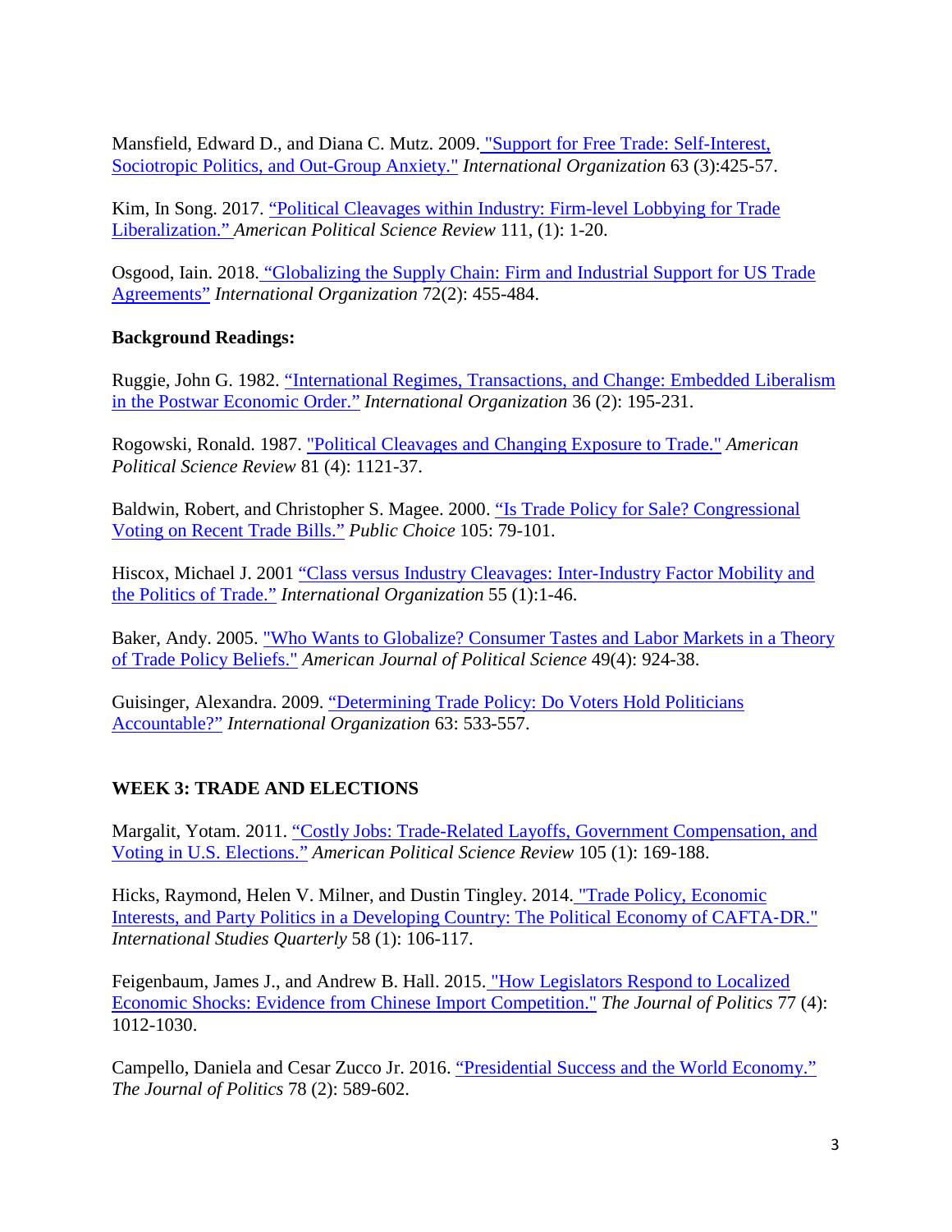Mansfield, Edward D., and Diana C. Mutz. 2009. "Support for Free Trade: Self-Interest, Sociotropic Politics, and Out-Group Anxiety." *International Organization* 63 (3):425-57.

Kim, In Song. 2017. "Political Cleavages within Industry: Firm-level Lobbying for Trade Liberalization." *American Political Science Review* 111, (1): 1-20.

Osgood, Iain. 2018. "Globalizing the Supply Chain: Firm and Industrial Support for US Trade Agreements" *International Organization* 72(2): 455-484.

**Background Readings:**

Ruggie, John G. 1982. "International Regimes, Transactions, and Change: Embedded Liberalism in the Postwar Economic Order." *International Organization* 36 (2): 195-231.

Rogowski, Ronald. 1987. "Political Cleavages and Changing Exposure to Trade." *American Political Science Review* 81 (4): 1121-37.

Baldwin, Robert, and Christopher S. Magee. 2000. "Is Trade Policy for Sale? Congressional Voting on Recent Trade Bills." *Public Choice* 105: 79-101.

Hiscox, Michael J. 2001 "Class versus Industry Cleavages: Inter-Industry Factor Mobility and the Politics of Trade." *International Organization* 55 (1):1-46.

Baker, Andy. 2005. "Who Wants to Globalize? Consumer Tastes and Labor Markets in a Theory of Trade Policy Beliefs." *American Journal of Political Science* 49(4): 924-38.

Guisinger, Alexandra. 2009. "Determining Trade Policy: Do Voters Hold Politicians Accountable?" *International Organization* 63: 533-557.

## WEEK 3: TRADE AND ELECTIONS

Margalit, Yotam. 2011. "Costly Jobs: Trade-Related Layoffs, Government Compensation, and Voting in U.S. Elections." *American Political Science Review* 105 (1): 169-188.

Hicks, Raymond, Helen V. Milner, and Dustin Tingley. 2014. "Trade Policy, Economic Interests, and Party Politics in a Developing Country: The Political Economy of CAFTA-DR." *International Studies Quarterly* 58 (1): 106-117.

Feigenbaum, James J., and Andrew B. Hall. 2015. "How Legislators Respond to Localized Economic Shocks: Evidence from Chinese Import Competition." *The Journal of Politics* 77 (4): 1012-1030.

Campello, Daniela and Cesar Zucco Jr. 2016. "Presidential Success and the World Economy." *The Journal of Politics* 78 (2): 589-602.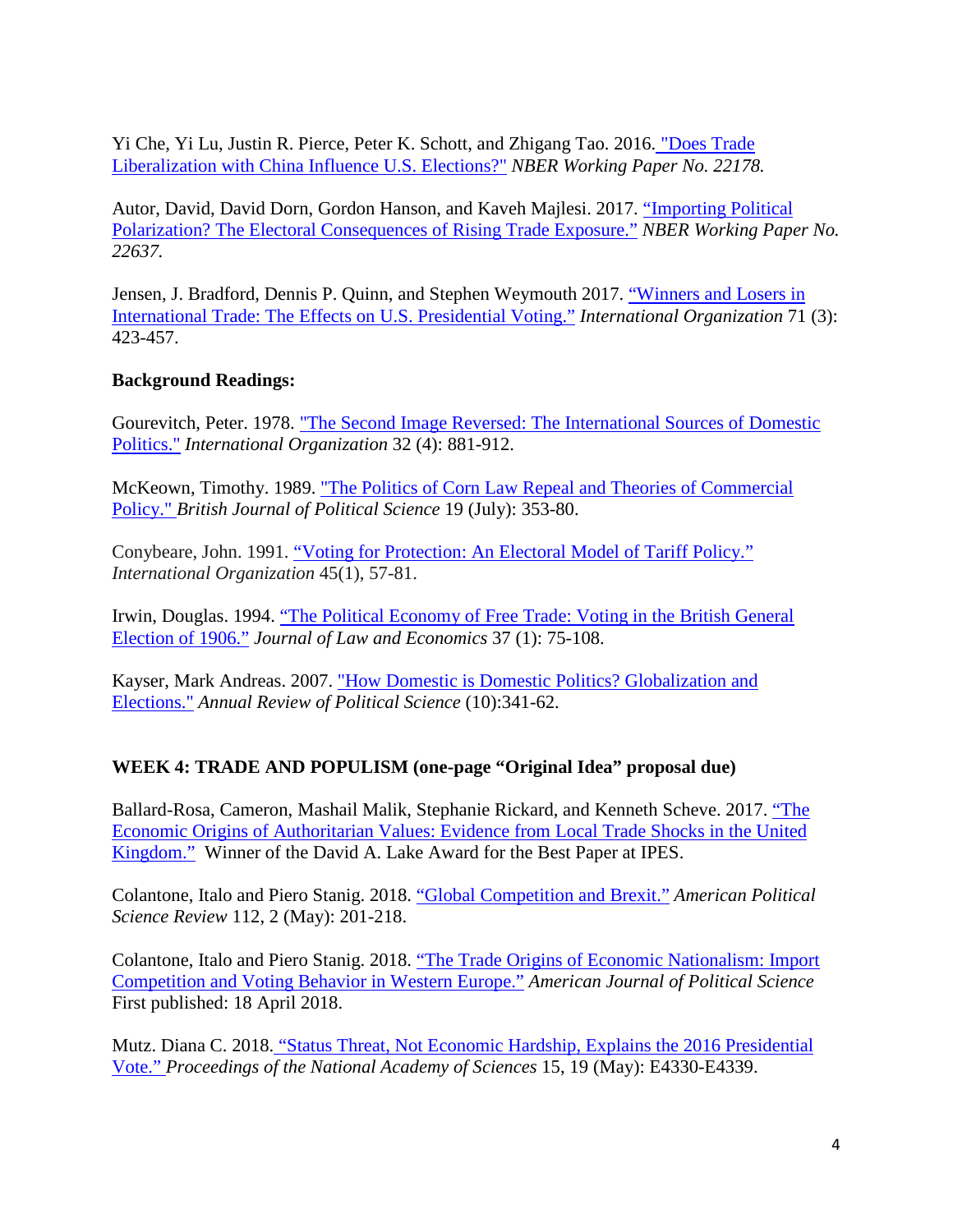Yi Che, Yi Lu, Justin R. Pierce, Peter K. Schott, and Zhigang Tao. 2016. "Does Trade Liberalization with China Influence U.S. Elections?" *NBER Working Paper No. 22178.*

Autor, David, David Dorn, Gordon Hanson, and Kaveh Majlesi. 2017. "Importing Political Polarization? The Electoral Consequences of Rising Trade Exposure." *NBER Working Paper No. 22637.*

Jensen, J. Bradford, Dennis P. Quinn, and Stephen Weymouth 2017. "Winners and Losers in International Trade: The Effects on U.S. Presidential Voting." *International Organization* 71 (3): 423-457.

**Background Readings:**

Gourevitch, Peter. 1978. "The Second Image Reversed: The International Sources of Domestic Politics." *International Organization* 32 (4): 881-912.

McKeown, Timothy. 1989. "The Politics of Corn Law Repeal and Theories of Commercial Policy." *British Journal of Political Science* 19 (July): 353-80.

Conybeare, John. 1991. "Voting for Protection: An Electoral Model of Tariff Policy." *International Organization* 45(1), 57-81.

Irwin, Douglas. 1994. "The Political Economy of Free Trade: Voting in the British General Election of 1906." *Journal of Law and Economics* 37 (1): 75-108.

Kayser, Mark Andreas. 2007. "How Domestic is Domestic Politics? Globalization and Elections." *Annual Review of Political Science* (10):341-62.

## WEEK 4: TRADE AND POPULISM (one-page "Original Idea" proposal due)

Ballard-Rosa, Cameron, Mashail Malik, Stephanie Rickard, and Kenneth Scheve. 2017. "The Economic Origins of Authoritarian Values: Evidence from Local Trade Shocks in the United Kingdom." Winner of the David A. Lake Award for the Best Paper at IPES.

Colantone, Italo and Piero Stanig. 2018. "Global Competition and Brexit." *American Political Science Review* 112, 2 (May): 201-218.

Colantone, Italo and Piero Stanig. 2018. "The Trade Origins of Economic Nationalism: Import Competition and Voting Behavior in Western Europe." *American Journal of Political Science* First published: 18 April 2018.

Mutz. Diana C. 2018. "Status Threat, Not Economic Hardship, Explains the 2016 Presidential Vote." *Proceedings of the National Academy of Sciences* 15, 19 (May): E4330-E4339.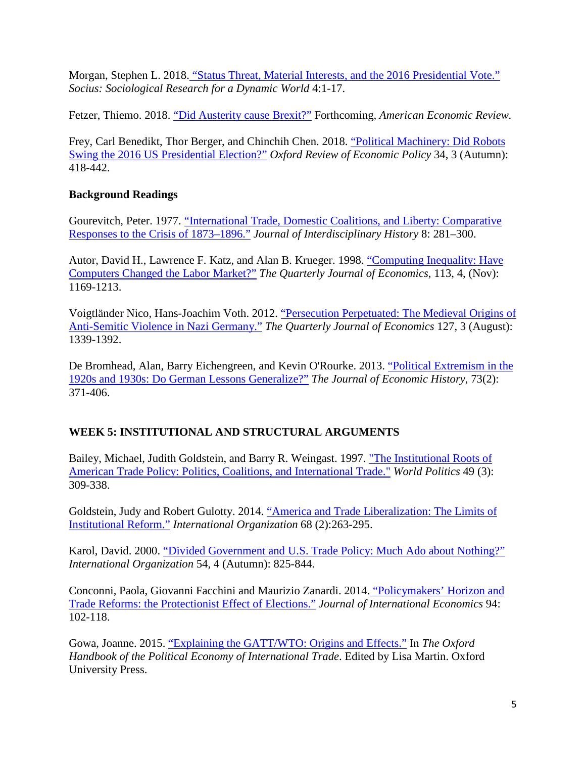Morgan, Stephen L. 2018. "Status Threat, Material Interests, and the 2016 Presidential Vote." *Socius: Sociological Research for a Dynamic World* 4:1-17.

Fetzer, Thiemo. 2018. "Did Austerity cause Brexit?" Forthcoming, *American Economic Review.*

Frey, Carl Benedikt, Thor Berger, and Chinchih Chen. 2018. "Political Machinery: Did Robots Swing the 2016 US Presidential Election?" *Oxford Review of Economic Policy* 34, 3 (Autumn): 418-442.

**Background Readings**

Gourevitch, Peter. 1977. "International Trade, Domestic Coalitions, and Liberty: Comparative Responses to the Crisis of 1873–1896." *Journal of Interdisciplinary History* 8: 281–300.

Autor, David H., Lawrence F. Katz, and Alan B. Krueger. 1998. "Computing Inequality: Have Computers Changed the Labor Market?" *The Quarterly Journal of Economics*, 113, 4, (Nov): 1169-1213.

Voigtländer Nico, Hans-Joachim Voth. 2012. "Persecution Perpetuated: The Medieval Origins of Anti-Semitic Violence in Nazi Germany." *The Quarterly Journal of Economics* 127, 3 (August): 1339-1392.

De Bromhead, Alan, Barry Eichengreen, and Kevin O'Rourke. 2013. "Political Extremism in the 1920s and 1930s: Do German Lessons Generalize?" *The Journal of Economic History*, 73(2): 371-406.

## WEEK 5: INSTITUTIONAL AND STRUCTURAL ARGUMENTS

Bailey, Michael, Judith Goldstein, and Barry R. Weingast. 1997. "The Institutional Roots of American Trade Policy: Politics, Coalitions, and International Trade." *World Politics* 49 (3): 309-338.

Goldstein, Judy and Robert Gulotty. 2014. "America and Trade Liberalization: The Limits of Institutional Reform." *International Organization* 68 (2):263-295.

Karol, David. 2000. "Divided Government and U.S. Trade Policy: Much Ado about Nothing?" *International Organization* 54, 4 (Autumn): 825-844.

Conconi, Paola, Giovanni Facchini and Maurizio Zanardi. 2014. "Policymakers' Horizon and Trade Reforms: the Protectionist Effect of Elections." *Journal of International Economics* 94: 102-118.

Gowa, Joanne. 2015. "Explaining the GATT/WTO: Origins and Effects." In *The Oxford Handbook of the Political Economy of International Trade*. Edited by Lisa Martin. Oxford University Press.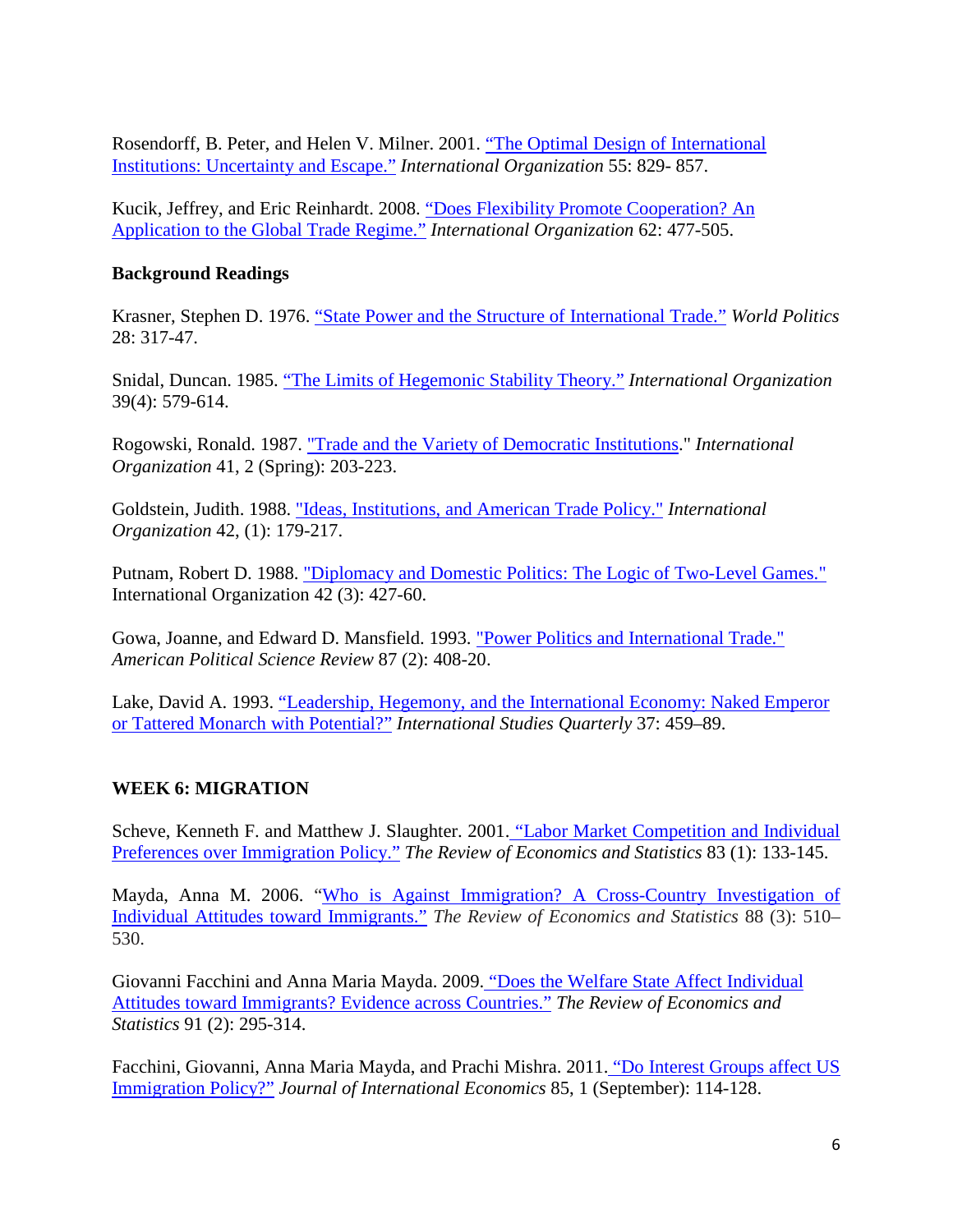Rosendorff, B. Peter, and Helen V. Milner. 2001. [“The Optimal Design of International Institutions: Uncertainty and Escape.”] *International Organization* 55: 829- 857.

Kucik, Jeffrey, and Eric Reinhardt. 2008. [“Does Flexibility Promote Cooperation? An Application to the Global Trade Regime.”] *International Organization* 62: 477-505.

**Background Readings**

Krasner, Stephen D. 1976. [“State Power and the Structure of International Trade.”] *World Politics* 28: 317-47.

Snidal, Duncan. 1985. [“The Limits of Hegemonic Stability Theory.”] *International Organization* 39(4): 579-614.

Rogowski, Ronald. 1987. ["Trade and the Variety of Democratic Institutions]." *International Organization* 41, 2 (Spring): 203-223.

Goldstein, Judith. 1988. ["Ideas, Institutions, and American Trade Policy."] *International Organization* 42, (1): 179-217.

Putnam, Robert D. 1988. ["Diplomacy and Domestic Politics: The Logic of Two-Level Games."] International Organization 42 (3): 427-60.

Gowa, Joanne, and Edward D. Mansfield. 1993. ["Power Politics and International Trade."] *American Political Science Review* 87 (2): 408-20.

Lake, David A. 1993. [“Leadership, Hegemony, and the International Economy: Naked Emperor or Tattered Monarch with Potential?”] *International Studies Quarterly* 37: 459–89.

### WEEK 6: MIGRATION

Scheve, Kenneth F. and Matthew J. Slaughter. 2001. [“Labor Market Competition and Individual Preferences over Immigration Policy.”] *The Review of Economics and Statistics* 83 (1): 133-145.

Mayda, Anna M. 2006. “[Who is Against Immigration? A Cross-Country Investigation of Individual Attitudes toward Immigrants.”] *The Review of Economics and Statistics* 88 (3): 510–530.

Giovanni Facchini and Anna Maria Mayda. 2009. [“Does the Welfare State Affect Individual Attitudes toward Immigrants? Evidence across Countries.”] *The Review of Economics and Statistics* 91 (2): 295-314.

Facchini, Giovanni, Anna Maria Mayda, and Prachi Mishra. 2011. [“Do Interest Groups affect US Immigration Policy?”] *Journal of International Economics* 85, 1 (September): 114-128.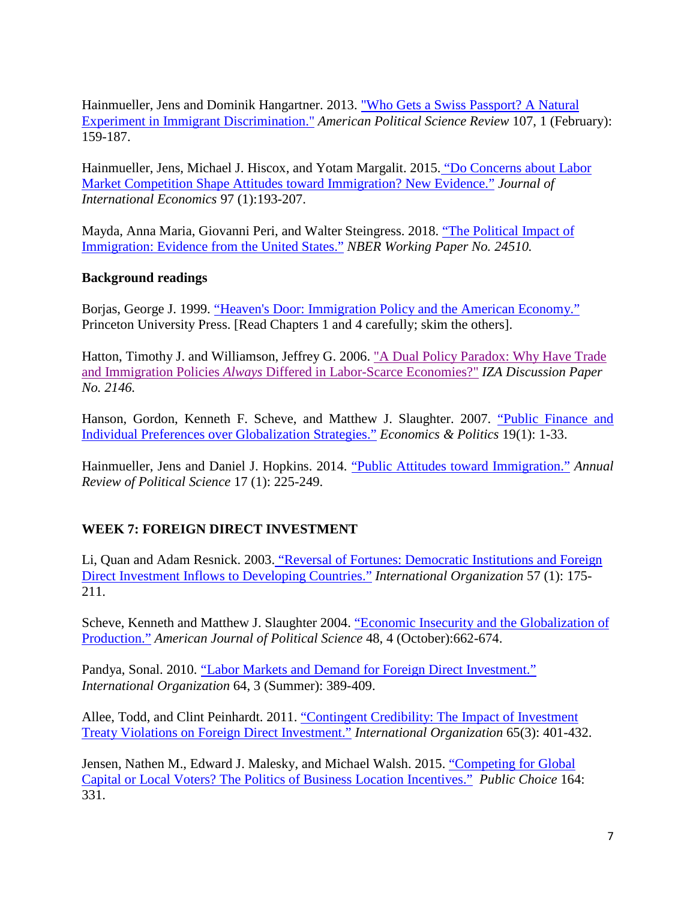Hainmueller, Jens and Dominik Hangartner. 2013. "Who Gets a Swiss Passport? A Natural Experiment in Immigrant Discrimination." *American Political Science Review* 107, 1 (February): 159-187.

Hainmueller, Jens, Michael J. Hiscox, and Yotam Margalit. 2015. "Do Concerns about Labor Market Competition Shape Attitudes toward Immigration? New Evidence." *Journal of International Economics* 97 (1):193-207.

Mayda, Anna Maria, Giovanni Peri, and Walter Steingress. 2018. "The Political Impact of Immigration: Evidence from the United States." *NBER Working Paper No. 24510.*

**Background readings**

Borjas, George J. 1999. "Heaven's Door: Immigration Policy and the American Economy." Princeton University Press. [Read Chapters 1 and 4 carefully; skim the others].

Hatton, Timothy J. and Williamson, Jeffrey G. 2006. "A Dual Policy Paradox: Why Have Trade and Immigration Policies *Always* Differed in Labor-Scarce Economies?" *IZA Discussion Paper No. 2146.*

Hanson, Gordon, Kenneth F. Scheve, and Matthew J. Slaughter. 2007. "Public Finance and Individual Preferences over Globalization Strategies." *Economics & Politics* 19(1): 1-33.

Hainmueller, Jens and Daniel J. Hopkins. 2014. "Public Attitudes toward Immigration." *Annual Review of Political Science* 17 (1): 225-249.

## WEEK 7: FOREIGN DIRECT INVESTMENT

Li, Quan and Adam Resnick. 2003. "Reversal of Fortunes: Democratic Institutions and Foreign Direct Investment Inflows to Developing Countries." *International Organization* 57 (1): 175-211.

Scheve, Kenneth and Matthew J. Slaughter 2004. "Economic Insecurity and the Globalization of Production." *American Journal of Political Science* 48, 4 (October):662-674.

Pandya, Sonal. 2010. "Labor Markets and Demand for Foreign Direct Investment." *International Organization* 64, 3 (Summer): 389-409.

Allee, Todd, and Clint Peinhardt. 2011. "Contingent Credibility: The Impact of Investment Treaty Violations on Foreign Direct Investment." *International Organization* 65(3): 401-432.

Jensen, Nathen M., Edward J. Malesky, and Michael Walsh. 2015. "Competing for Global Capital or Local Voters? The Politics of Business Location Incentives." *Public Choice* 164: 331.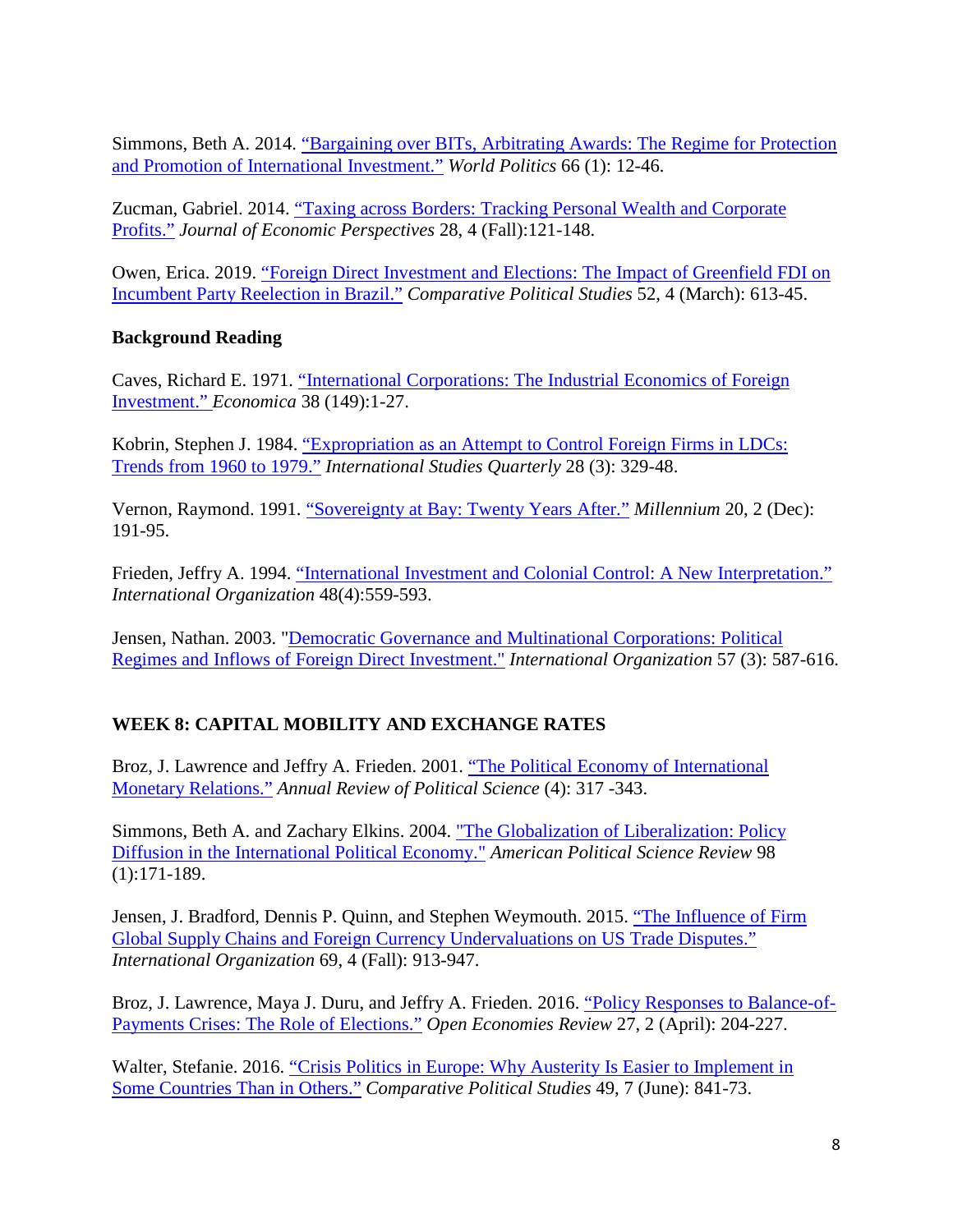Simmons, Beth A. 2014. “Bargaining over BITs, Arbitrating Awards: The Regime for Protection and Promotion of International Investment.” *World Politics* 66 (1): 12-46.

Zucman, Gabriel. 2014. “Taxing across Borders: Tracking Personal Wealth and Corporate Profits.” *Journal of Economic Perspectives* 28, 4 (Fall):121-148.

Owen, Erica. 2019. “Foreign Direct Investment and Elections: The Impact of Greenfield FDI on Incumbent Party Reelection in Brazil.” *Comparative Political Studies* 52, 4 (March): 613-45.

**Background Reading**

Caves, Richard E. 1971. “International Corporations: The Industrial Economics of Foreign Investment.” *Economica* 38 (149):1-27.

Kobrin, Stephen J. 1984. “Expropriation as an Attempt to Control Foreign Firms in LDCs: Trends from 1960 to 1979.” *International Studies Quarterly* 28 (3): 329-48.

Vernon, Raymond. 1991. “Sovereignty at Bay: Twenty Years After.” *Millennium* 20, 2 (Dec): 191-95.

Frieden, Jeffry A. 1994. “International Investment and Colonial Control: A New Interpretation.” *International Organization* 48(4):559-593.

Jensen, Nathan. 2003. "Democratic Governance and Multinational Corporations: Political Regimes and Inflows of Foreign Direct Investment." *International Organization* 57 (3): 587-616.

## WEEK 8: CAPITAL MOBILITY AND EXCHANGE RATES

Broz, J. Lawrence and Jeffry A. Frieden. 2001. “The Political Economy of International Monetary Relations.” *Annual Review of Political Science* (4): 317 -343.

Simmons, Beth A. and Zachary Elkins. 2004. "The Globalization of Liberalization: Policy Diffusion in the International Political Economy." *American Political Science Review* 98 (1):171-189.

Jensen, J. Bradford, Dennis P. Quinn, and Stephen Weymouth. 2015. “The Influence of Firm Global Supply Chains and Foreign Currency Undervaluations on US Trade Disputes.” *International Organization* 69, 4 (Fall): 913-947.

Broz, J. Lawrence, Maya J. Duru, and Jeffry A. Frieden. 2016. “Policy Responses to Balance-of-Payments Crises: The Role of Elections.” *Open Economies Review* 27, 2 (April): 204-227.

Walter, Stefanie. 2016. “Crisis Politics in Europe: Why Austerity Is Easier to Implement in Some Countries Than in Others.” *Comparative Political Studies* 49, 7 (June): 841-73.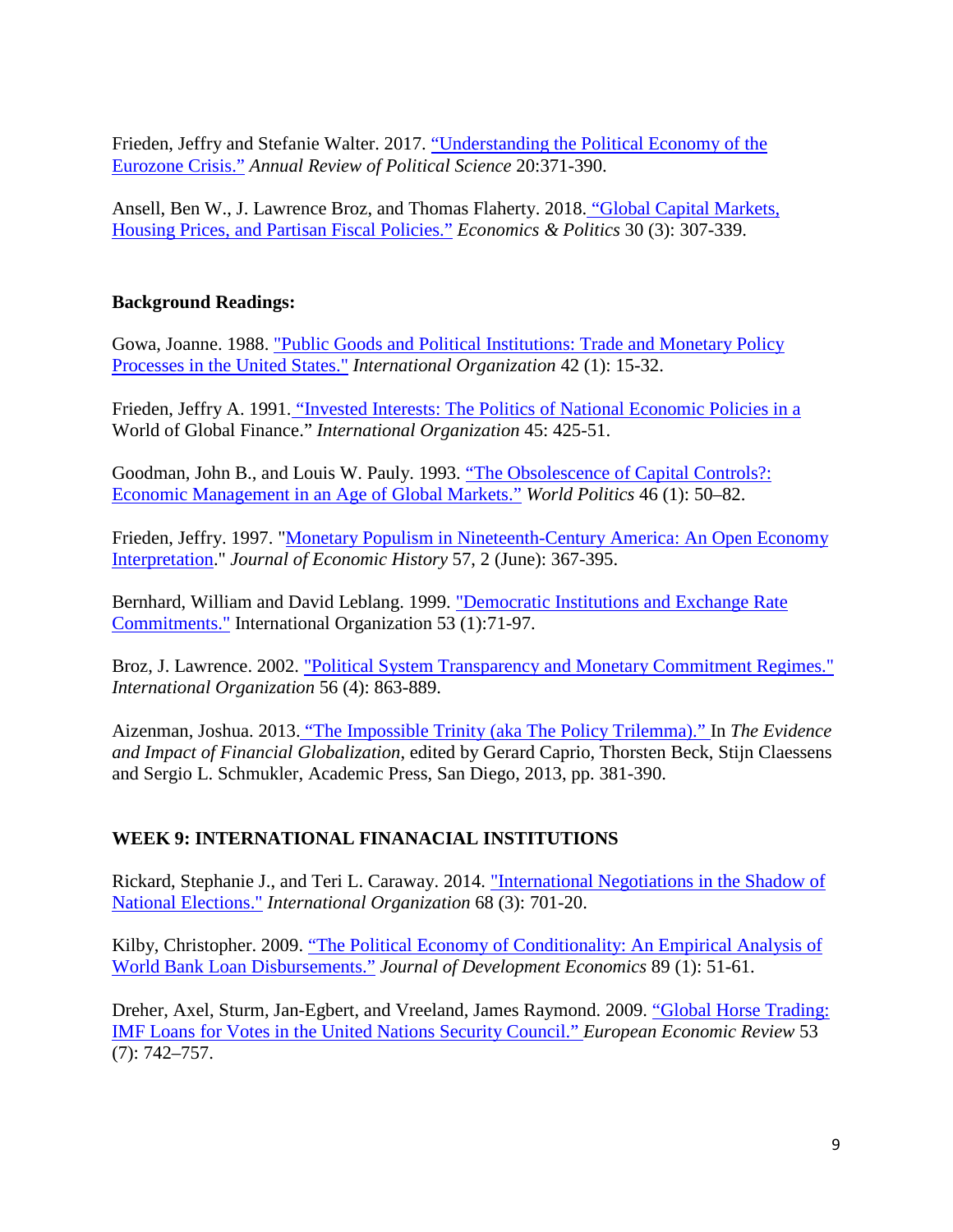Frieden, Jeffry and Stefanie Walter. 2017. "Understanding the Political Economy of the Eurozone Crisis." *Annual Review of Political Science* 20:371-390.

Ansell, Ben W., J. Lawrence Broz, and Thomas Flaherty. 2018. "Global Capital Markets, Housing Prices, and Partisan Fiscal Policies." *Economics & Politics* 30 (3): 307-339.

**Background Readings:**

Gowa, Joanne. 1988. "Public Goods and Political Institutions: Trade and Monetary Policy Processes in the United States." *International Organization* 42 (1): 15-32.

Frieden, Jeffry A. 1991. "Invested Interests: The Politics of National Economic Policies in a World of Global Finance." *International Organization* 45: 425-51.

Goodman, John B., and Louis W. Pauly. 1993. "The Obsolescence of Capital Controls?: Economic Management in an Age of Global Markets." *World Politics* 46 (1): 50–82.

Frieden, Jeffry. 1997. "Monetary Populism in Nineteenth-Century America: An Open Economy Interpretation." *Journal of Economic History* 57, 2 (June): 367-395.

Bernhard, William and David Leblang. 1999. "Democratic Institutions and Exchange Rate Commitments." International Organization 53 (1):71-97.

Broz, J. Lawrence. 2002. "Political System Transparency and Monetary Commitment Regimes." *International Organization* 56 (4): 863-889.

Aizenman, Joshua. 2013. "The Impossible Trinity (aka The Policy Trilemma)." In *The Evidence and Impact of Financial Globalization*, edited by Gerard Caprio, Thorsten Beck, Stijn Claessens and Sergio L. Schmukler, Academic Press, San Diego, 2013, pp. 381-390.

**WEEK 9: INTERNATIONAL FINANACIAL INSTITUTIONS**

Rickard, Stephanie J., and Teri L. Caraway. 2014. "International Negotiations in the Shadow of National Elections." *International Organization* 68 (3): 701-20.

Kilby, Christopher. 2009. "The Political Economy of Conditionality: An Empirical Analysis of World Bank Loan Disbursements." *Journal of Development Economics* 89 (1): 51-61.

Dreher, Axel, Sturm, Jan-Egbert, and Vreeland, James Raymond. 2009. "Global Horse Trading: IMF Loans for Votes in the United Nations Security Council." *European Economic Review* 53 (7): 742–757.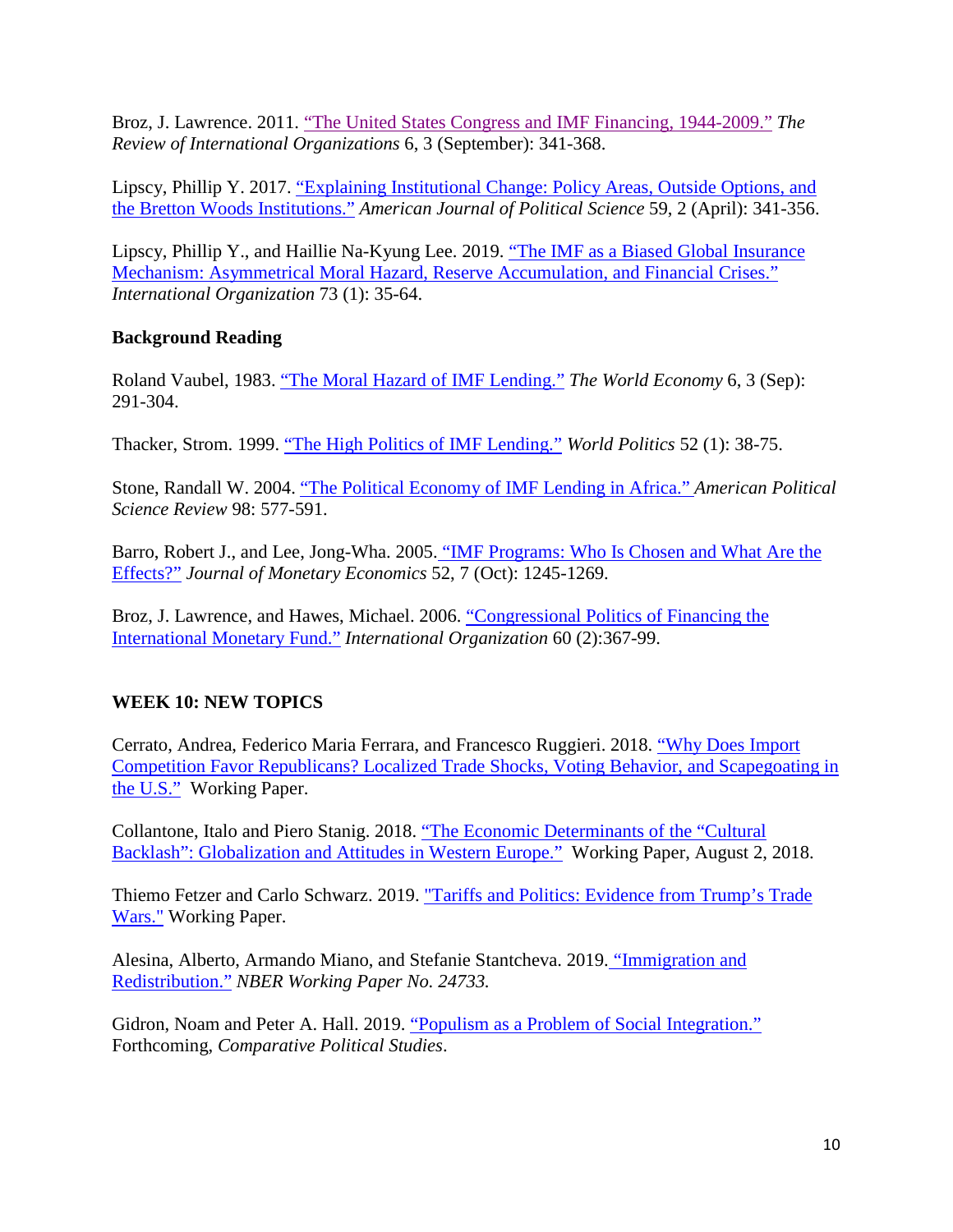Broz, J. Lawrence. 2011. "The United States Congress and IMF Financing, 1944-2009." *The Review of International Organizations* 6, 3 (September): 341-368.

Lipscy, Phillip Y. 2017. "Explaining Institutional Change: Policy Areas, Outside Options, and the Bretton Woods Institutions." *American Journal of Political Science* 59, 2 (April): 341-356.

Lipscy, Phillip Y., and Haillie Na-Kyung Lee. 2019. "The IMF as a Biased Global Insurance Mechanism: Asymmetrical Moral Hazard, Reserve Accumulation, and Financial Crises." *International Organization* 73 (1): 35-64.

**Background Reading**

Roland Vaubel, 1983. "The Moral Hazard of IMF Lending." *The World Economy* 6, 3 (Sep): 291-304.

Thacker, Strom. 1999. "The High Politics of IMF Lending." *World Politics* 52 (1): 38-75.

Stone, Randall W. 2004. "The Political Economy of IMF Lending in Africa." *American Political Science Review* 98: 577-591.

Barro, Robert J., and Lee, Jong-Wha. 2005. "IMF Programs: Who Is Chosen and What Are the Effects?" *Journal of Monetary Economics* 52, 7 (Oct): 1245-1269.

Broz, J. Lawrence, and Hawes, Michael. 2006. "Congressional Politics of Financing the International Monetary Fund." *International Organization* 60 (2):367-99.

## WEEK 10: NEW TOPICS

Cerrato, Andrea, Federico Maria Ferrara, and Francesco Ruggieri. 2018. "Why Does Import Competition Favor Republicans? Localized Trade Shocks, Voting Behavior, and Scapegoating in the U.S." Working Paper.

Collantone, Italo and Piero Stanig. 2018. "The Economic Determinants of the "Cultural Backlash": Globalization and Attitudes in Western Europe." Working Paper, August 2, 2018.

Thiemo Fetzer and Carlo Schwarz. 2019. "Tariffs and Politics: Evidence from Trump's Trade Wars." Working Paper.

Alesina, Alberto, Armando Miano, and Stefanie Stantcheva. 2019. "Immigration and Redistribution." *NBER Working Paper No. 24733.*

Gidron, Noam and Peter A. Hall. 2019. "Populism as a Problem of Social Integration." Forthcoming, *Comparative Political Studies*.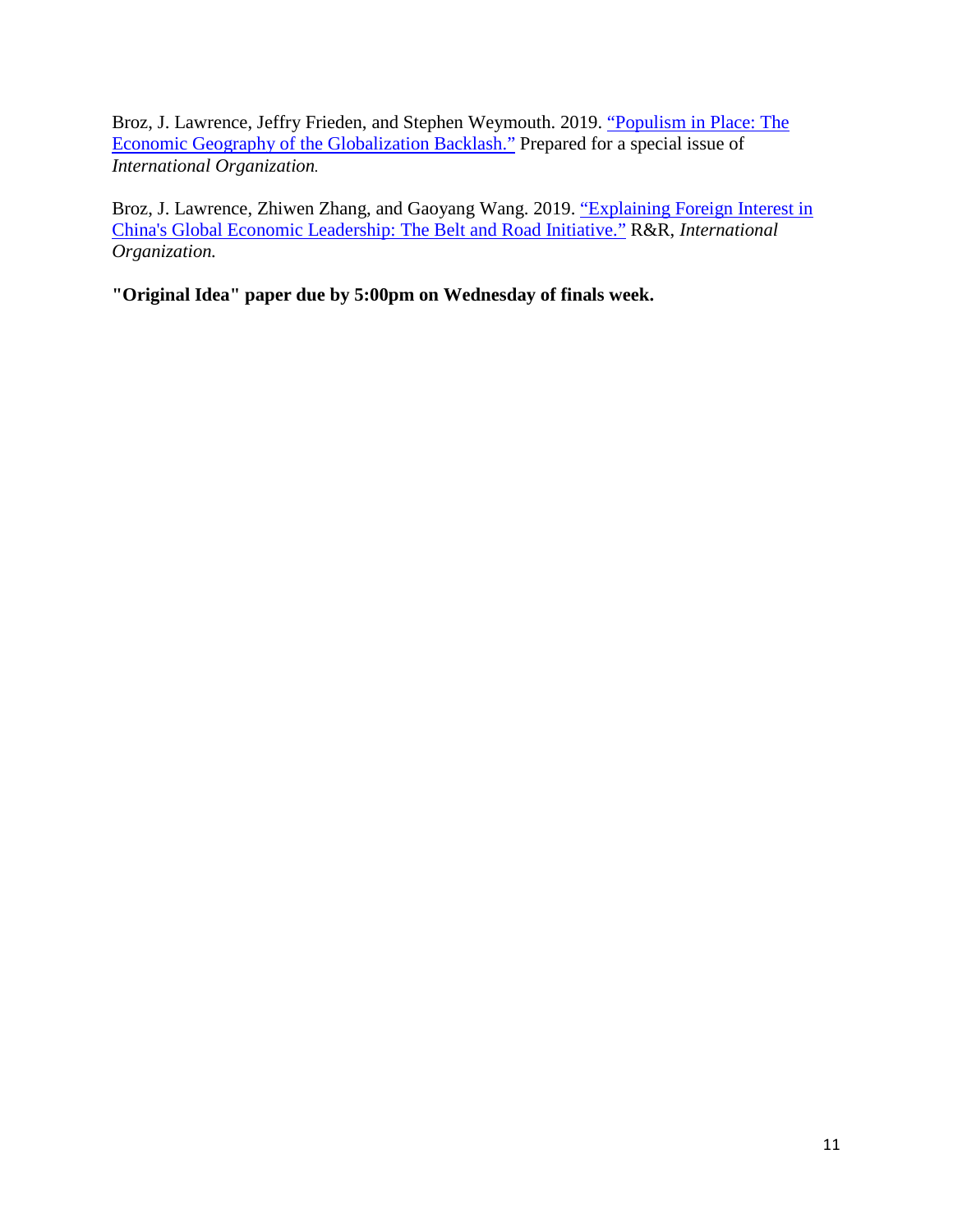Broz, J. Lawrence, Jeffry Frieden, and Stephen Weymouth. 2019. "Populism in Place: The Economic Geography of the Globalization Backlash." Prepared for a special issue of *International Organization.*

Broz, J. Lawrence, Zhiwen Zhang, and Gaoyang Wang. 2019. "Explaining Foreign Interest in China's Global Economic Leadership: The Belt and Road Initiative." R&R, *International Organization.*

**"Original Idea" paper due by 5:00pm on Wednesday of finals week.**